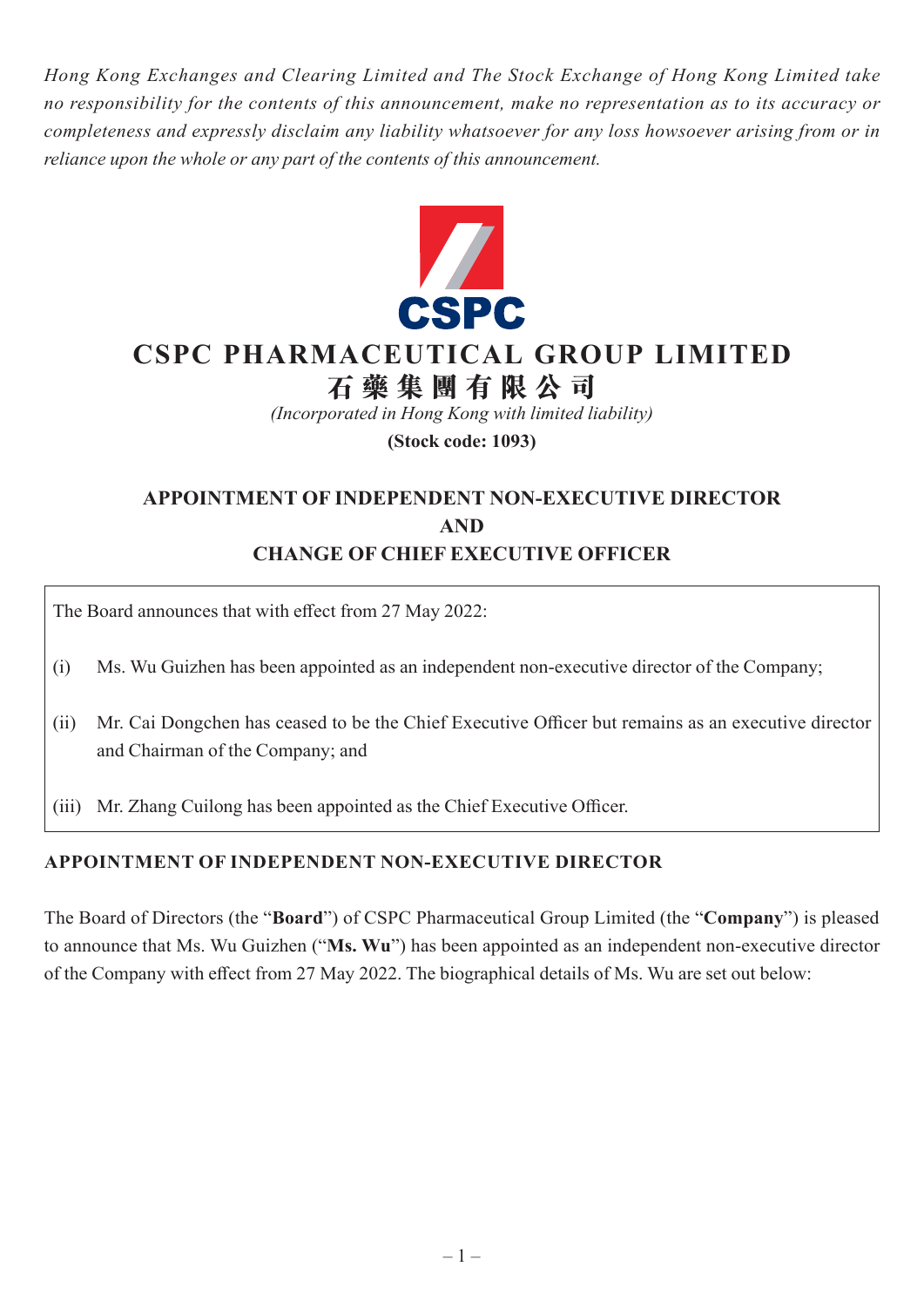*Hong Kong Exchanges and Clearing Limited and The Stock Exchange of Hong Kong Limited take no responsibility for the contents of this announcement, make no representation as to its accuracy or completeness and expressly disclaim any liability whatsoever for any loss howsoever arising from or in reliance upon the whole or any part of the contents of this announcement.*

CSPC

# CSPC PHARMACEUTICAL GROUP LIMITED

# 石藥集團有限公司

*(Incorporated in Hong Kong with limited liability)*

**(Stock code: 1093)**

## APPOINTMENT OF INDEPENDENT NON-EXECUTIVE DIRECTOR AND CHANGE OF CHIEF EXECUTIVE OFFICER

The Board announces that with effect from 27 May 2022:

(i) Ms. Wu Guizhen has been appointed as an independent non-executive director of the Company;

(ii) Mr. Cai Dongchen has ceased to be the Chief Executive Officer but remains as an executive director and Chairman of the Company; and

(iii) Mr. Zhang Cuilong has been appointed as the Chief Executive Officer.

## APPOINTMENT OF INDEPENDENT NON-EXECUTIVE DIRECTOR

The Board of Directors (the "**Board**") of CSPC Pharmaceutical Group Limited (the "**Company**") is pleased to announce that Ms. Wu Guizhen ("**Ms. Wu**") has been appointed as an independent non-executive director of the Company with effect from 27 May 2022. The biographical details of Ms. Wu are set out below: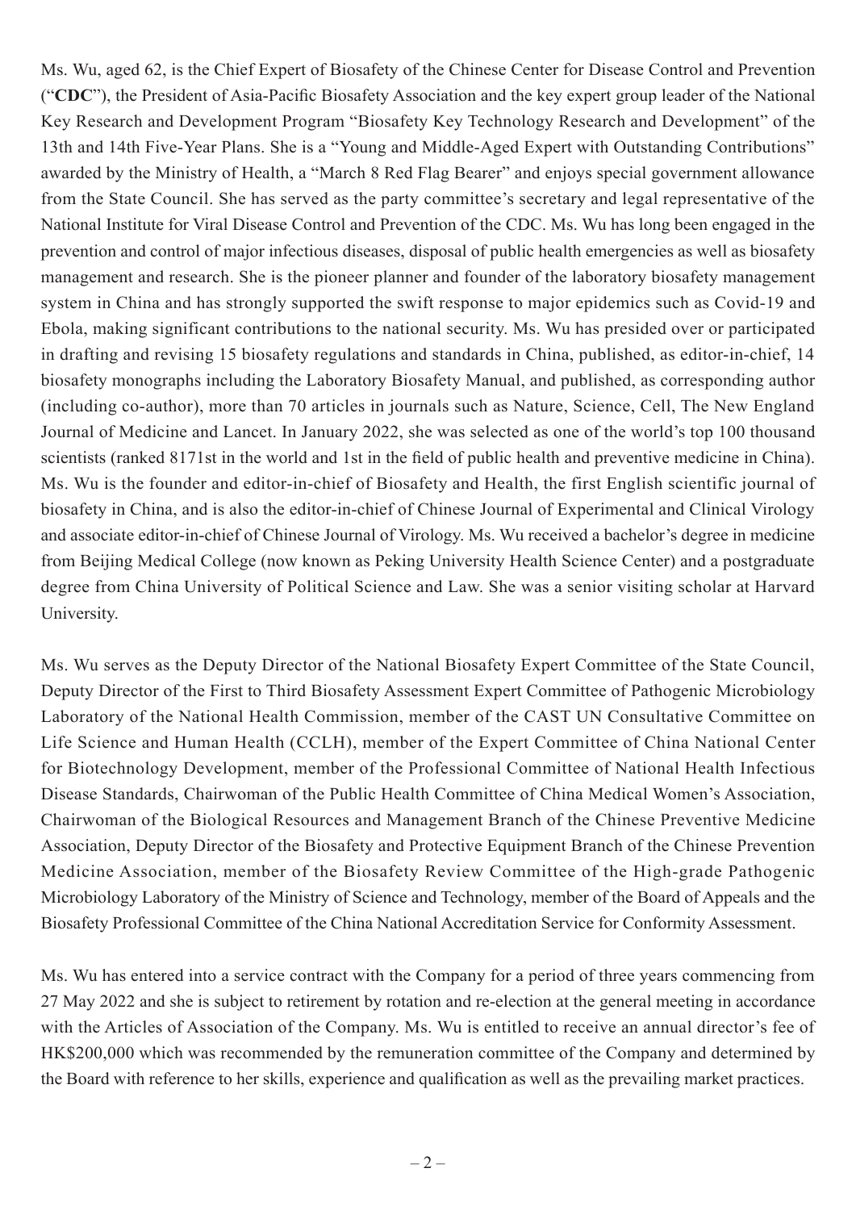Ms. Wu, aged 62, is the Chief Expert of Biosafety of the Chinese Center for Disease Control and Prevention ("**CDC**"), the President of Asia-Pacific Biosafety Association and the key expert group leader of the National Key Research and Development Program "Biosafety Key Technology Research and Development" of the 13th and 14th Five-Year Plans. She is a "Young and Middle-Aged Expert with Outstanding Contributions" awarded by the Ministry of Health, a "March 8 Red Flag Bearer" and enjoys special government allowance from the State Council. She has served as the party committee's secretary and legal representative of the National Institute for Viral Disease Control and Prevention of the CDC. Ms. Wu has long been engaged in the prevention and control of major infectious diseases, disposal of public health emergencies as well as biosafety management and research. She is the pioneer planner and founder of the laboratory biosafety management system in China and has strongly supported the swift response to major epidemics such as Covid-19 and Ebola, making significant contributions to the national security. Ms. Wu has presided over or participated in drafting and revising 15 biosafety regulations and standards in China, published, as editor-in-chief, 14 biosafety monographs including the Laboratory Biosafety Manual, and published, as corresponding author (including co-author), more than 70 articles in journals such as Nature, Science, Cell, The New England Journal of Medicine and Lancet. In January 2022, she was selected as one of the world's top 100 thousand scientists (ranked 8171st in the world and 1st in the field of public health and preventive medicine in China). Ms. Wu is the founder and editor-in-chief of Biosafety and Health, the first English scientific journal of biosafety in China, and is also the editor-in-chief of Chinese Journal of Experimental and Clinical Virology and associate editor-in-chief of Chinese Journal of Virology. Ms. Wu received a bachelor's degree in medicine from Beijing Medical College (now known as Peking University Health Science Center) and a postgraduate degree from China University of Political Science and Law. She was a senior visiting scholar at Harvard University.

Ms. Wu serves as the Deputy Director of the National Biosafety Expert Committee of the State Council, Deputy Director of the First to Third Biosafety Assessment Expert Committee of Pathogenic Microbiology Laboratory of the National Health Commission, member of the CAST UN Consultative Committee on Life Science and Human Health (CCLH), member of the Expert Committee of China National Center for Biotechnology Development, member of the Professional Committee of National Health Infectious Disease Standards, Chairwoman of the Public Health Committee of China Medical Women's Association, Chairwoman of the Biological Resources and Management Branch of the Chinese Preventive Medicine Association, Deputy Director of the Biosafety and Protective Equipment Branch of the Chinese Prevention Medicine Association, member of the Biosafety Review Committee of the High-grade Pathogenic Microbiology Laboratory of the Ministry of Science and Technology, member of the Board of Appeals and the Biosafety Professional Committee of the China National Accreditation Service for Conformity Assessment.

Ms. Wu has entered into a service contract with the Company for a period of three years commencing from 27 May 2022 and she is subject to retirement by rotation and re-election at the general meeting in accordance with the Articles of Association of the Company. Ms. Wu is entitled to receive an annual director's fee of HK$200,000 which was recommended by the remuneration committee of the Company and determined by the Board with reference to her skills, experience and qualification as well as the prevailing market practices.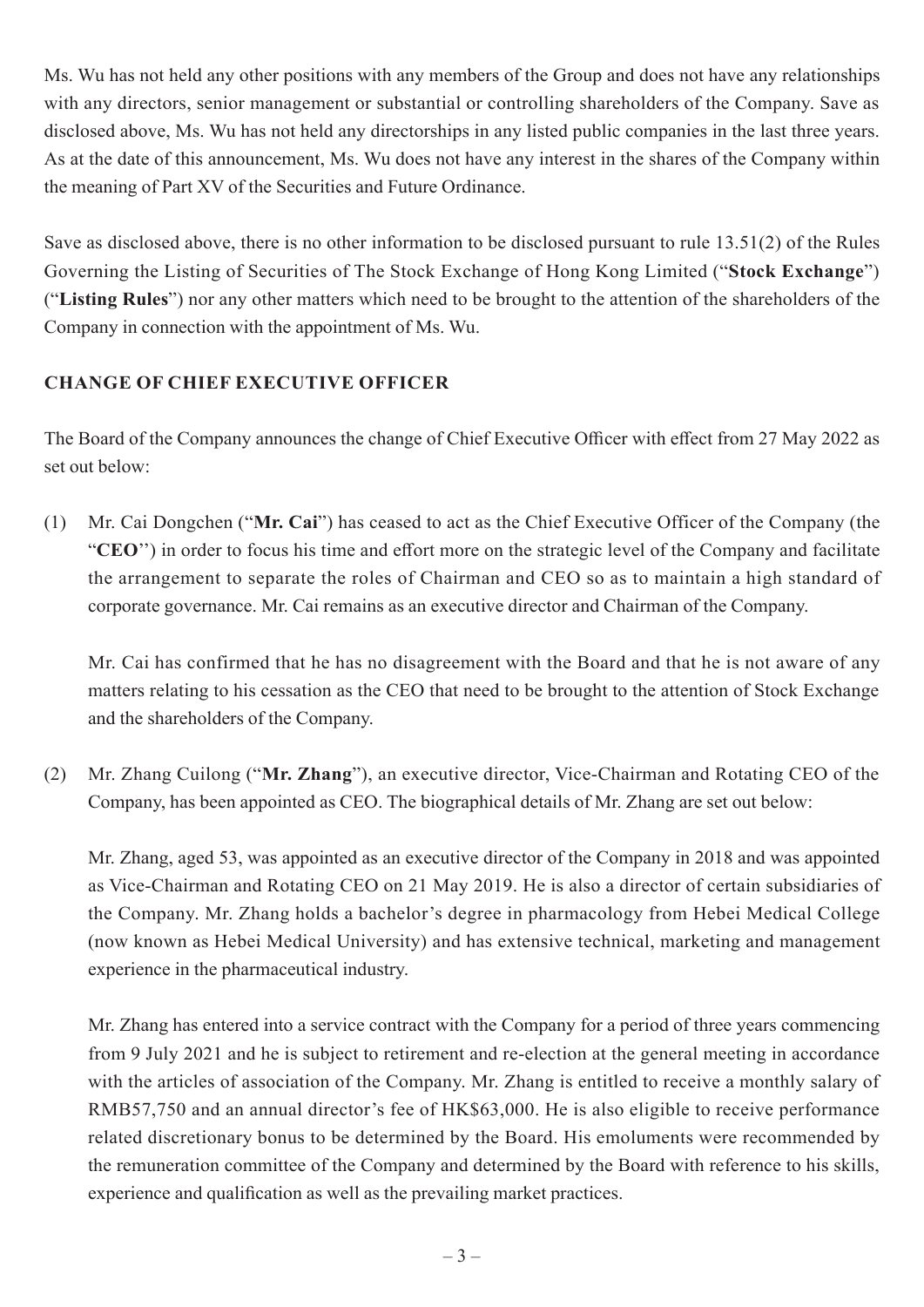Ms. Wu has not held any other positions with any members of the Group and does not have any relationships with any directors, senior management or substantial or controlling shareholders of the Company. Save as disclosed above, Ms. Wu has not held any directorships in any listed public companies in the last three years. As at the date of this announcement, Ms. Wu does not have any interest in the shares of the Company within the meaning of Part XV of the Securities and Future Ordinance.

Save as disclosed above, there is no other information to be disclosed pursuant to rule 13.51(2) of the Rules Governing the Listing of Securities of The Stock Exchange of Hong Kong Limited ("**Stock Exchange**") ("**Listing Rules**") nor any other matters which need to be brought to the attention of the shareholders of the Company in connection with the appointment of Ms. Wu.

**CHANGE OF CHIEF EXECUTIVE OFFICER**

The Board of the Company announces the change of Chief Executive Officer with effect from 27 May 2022 as set out below:

(1) Mr. Cai Dongchen ("**Mr. Cai**") has ceased to act as the Chief Executive Officer of the Company (the "**CEO**") in order to focus his time and effort more on the strategic level of the Company and facilitate the arrangement to separate the roles of Chairman and CEO so as to maintain a high standard of corporate governance. Mr. Cai remains as an executive director and Chairman of the Company.

   Mr. Cai has confirmed that he has no disagreement with the Board and that he is not aware of any matters relating to his cessation as the CEO that need to be brought to the attention of Stock Exchange and the shareholders of the Company.

(2) Mr. Zhang Cuilong ("**Mr. Zhang**"), an executive director, Vice-Chairman and Rotating CEO of the Company, has been appointed as CEO. The biographical details of Mr. Zhang are set out below:

   Mr. Zhang, aged 53, was appointed as an executive director of the Company in 2018 and was appointed as Vice-Chairman and Rotating CEO on 21 May 2019. He is also a director of certain subsidiaries of the Company. Mr. Zhang holds a bachelor's degree in pharmacology from Hebei Medical College (now known as Hebei Medical University) and has extensive technical, marketing and management experience in the pharmaceutical industry.

   Mr. Zhang has entered into a service contract with the Company for a period of three years commencing from 9 July 2021 and he is subject to retirement and re-election at the general meeting in accordance with the articles of association of the Company. Mr. Zhang is entitled to receive a monthly salary of RMB57,750 and an annual director's fee of HK$63,000. He is also eligible to receive performance related discretionary bonus to be determined by the Board. His emoluments were recommended by the remuneration committee of the Company and determined by the Board with reference to his skills, experience and qualification as well as the prevailing market practices.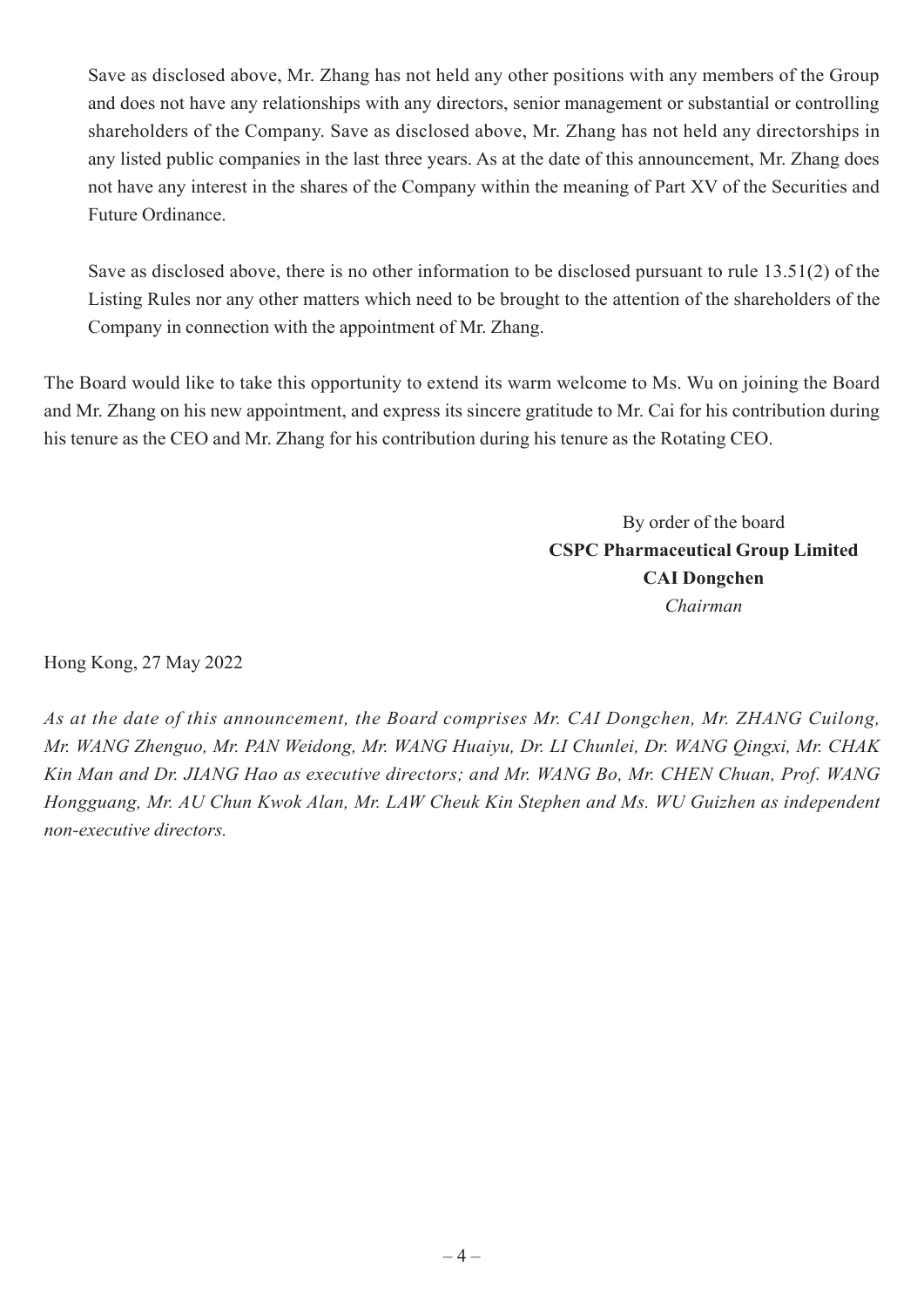Save as disclosed above, Mr. Zhang has not held any other positions with any members of the Group and does not have any relationships with any directors, senior management or substantial or controlling shareholders of the Company. Save as disclosed above, Mr. Zhang has not held any directorships in any listed public companies in the last three years. As at the date of this announcement, Mr. Zhang does not have any interest in the shares of the Company within the meaning of Part XV of the Securities and Future Ordinance.

Save as disclosed above, there is no other information to be disclosed pursuant to rule 13.51(2) of the Listing Rules nor any other matters which need to be brought to the attention of the shareholders of the Company in connection with the appointment of Mr. Zhang.

The Board would like to take this opportunity to extend its warm welcome to Ms. Wu on joining the Board and Mr. Zhang on his new appointment, and express its sincere gratitude to Mr. Cai for his contribution during his tenure as the CEO and Mr. Zhang for his contribution during his tenure as the Rotating CEO.

By order of the board
**CSPC Pharmaceutical Group Limited**
**CAI Dongchen**
*Chairman*

Hong Kong, 27 May 2022

*As at the date of this announcement, the Board comprises Mr. CAI Dongchen, Mr. ZHANG Cuilong, Mr. WANG Zhenguo, Mr. PAN Weidong, Mr. WANG Huaiyu, Dr. LI Chunlei, Dr. WANG Qingxi, Mr. CHAK Kin Man and Dr. JIANG Hao as executive directors; and Mr. WANG Bo, Mr. CHEN Chuan, Prof. WANG Hongguang, Mr. AU Chun Kwok Alan, Mr. LAW Cheuk Kin Stephen and Ms. WU Guizhen as independent non-executive directors.*